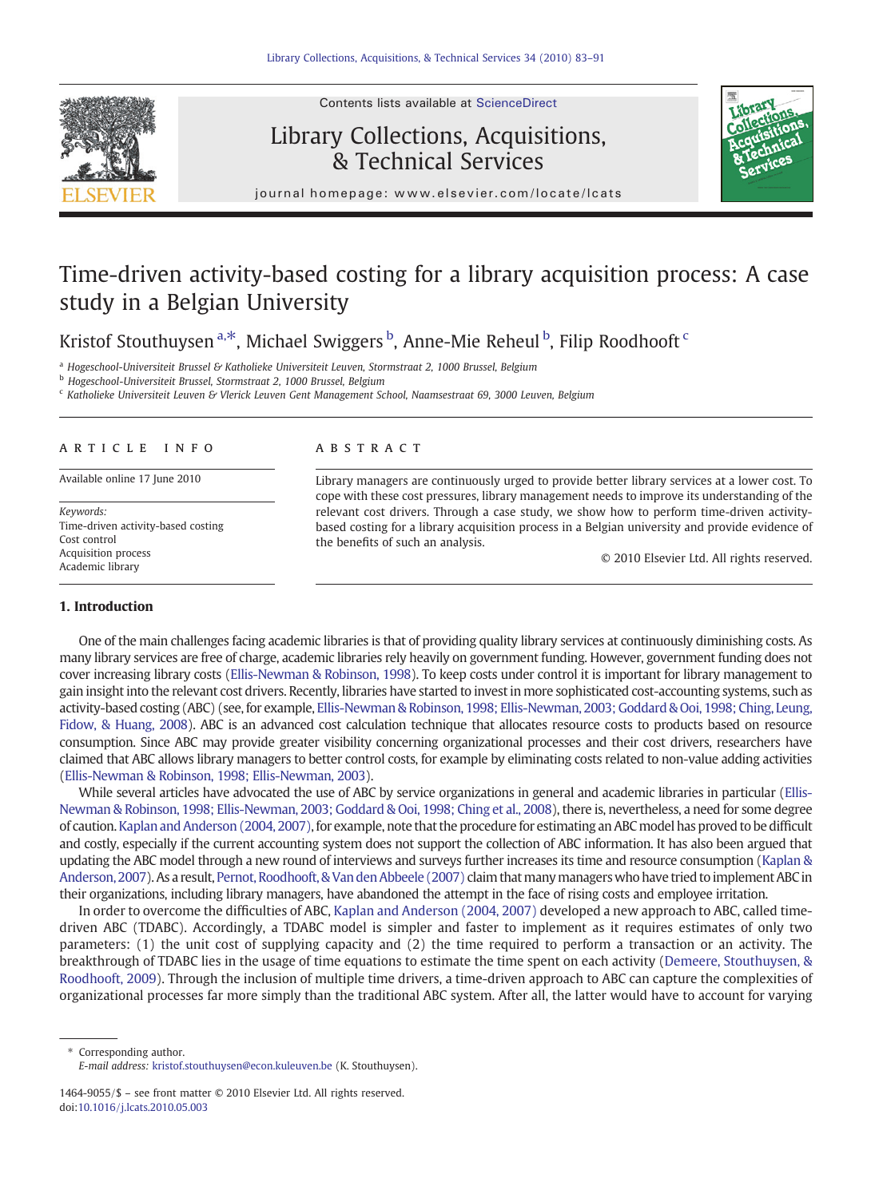# Time-driven activity-based costing for a library acquisition process: A case study in a Belgian University

Kristof Stouthuysen [a,*], Michael Swiggers [b], Anne-Mie Reheul [b], Filip Roodhooft [c]

[a] Hogeschool-Universiteit Brussel & Katholieke Universiteit Leuven, Stormstraat 2, 1000 Brussel, Belgium
[b] Hogeschool-Universiteit Brussel, Stormstraat 2, 1000 Brussel, Belgium
[c] Katholieke Universiteit Leuven & Vlerick Leuven Gent Management School, Naamsestraat 69, 3000 Leuven, Belgium

## ARTICLE INFO

Available online 17 June 2010

*Keywords:*
Time-driven activity-based costing
Cost control
Acquisition process
Academic library

## ABSTRACT

Library managers are continuously urged to provide better library services at a lower cost. To cope with these cost pressures, library management needs to improve its understanding of the relevant cost drivers. Through a case study, we show how to perform time-driven activity-based costing for a library acquisition process in a Belgian university and provide evidence of the benefits of such an analysis.

© 2010 Elsevier Ltd. All rights reserved.

## 1. Introduction

One of the main challenges facing academic libraries is that of providing quality library services at continuously diminishing costs. As many library services are free of charge, academic libraries rely heavily on government funding. However, government funding does not cover increasing library costs (Ellis-Newman & Robinson, 1998). To keep costs under control it is important for library management to gain insight into the relevant cost drivers. Recently, libraries have started to invest in more sophisticated cost-accounting systems, such as activity-based costing (ABC) (see, for example, Ellis-Newman & Robinson, 1998; Ellis-Newman, 2003; Goddard & Ooi, 1998; Ching, Leung, Fidow, & Huang, 2008). ABC is an advanced cost calculation technique that allocates resource costs to products based on resource consumption. Since ABC may provide greater visibility concerning organizational processes and their cost drivers, researchers have claimed that ABC allows library managers to better control costs, for example by eliminating costs related to non-value adding activities (Ellis-Newman & Robinson, 1998; Ellis-Newman, 2003).

While several articles have advocated the use of ABC by service organizations in general and academic libraries in particular (Ellis-Newman & Robinson, 1998; Ellis-Newman, 2003; Goddard & Ooi, 1998; Ching et al., 2008), there is, nevertheless, a need for some degree of caution. Kaplan and Anderson (2004, 2007), for example, note that the procedure for estimating an ABC model has proved to be difficult and costly, especially if the current accounting system does not support the collection of ABC information. It has also been argued that updating the ABC model through a new round of interviews and surveys further increases its time and resource consumption (Kaplan & Anderson, 2007). As a result, Pernot, Roodhooft, & Van den Abbeele (2007) claim that many managers who have tried to implement ABC in their organizations, including library managers, have abandoned the attempt in the face of rising costs and employee irritation.

In order to overcome the difficulties of ABC, Kaplan and Anderson (2004, 2007) developed a new approach to ABC, called time-driven ABC (TDABC). Accordingly, a TDABC model is simpler and faster to implement as it requires estimates of only two parameters: (1) the unit cost of supplying capacity and (2) the time required to perform a transaction or an activity. The breakthrough of TDABC lies in the usage of time equations to estimate the time spent on each activity (Demeere, Stouthuysen, & Roodhooft, 2009). Through the inclusion of multiple time drivers, a time-driven approach to ABC can capture the complexities of organizational processes far more simply than the traditional ABC system. After all, the latter would have to account for varying

\* Corresponding author.
*E-mail address:* kristof.stouthuysen@econ.kuleuven.be (K. Stouthuysen).

1464-9055/$ – see front matter © 2010 Elsevier Ltd. All rights reserved.
doi:10.1016/j.lcats.2010.05.003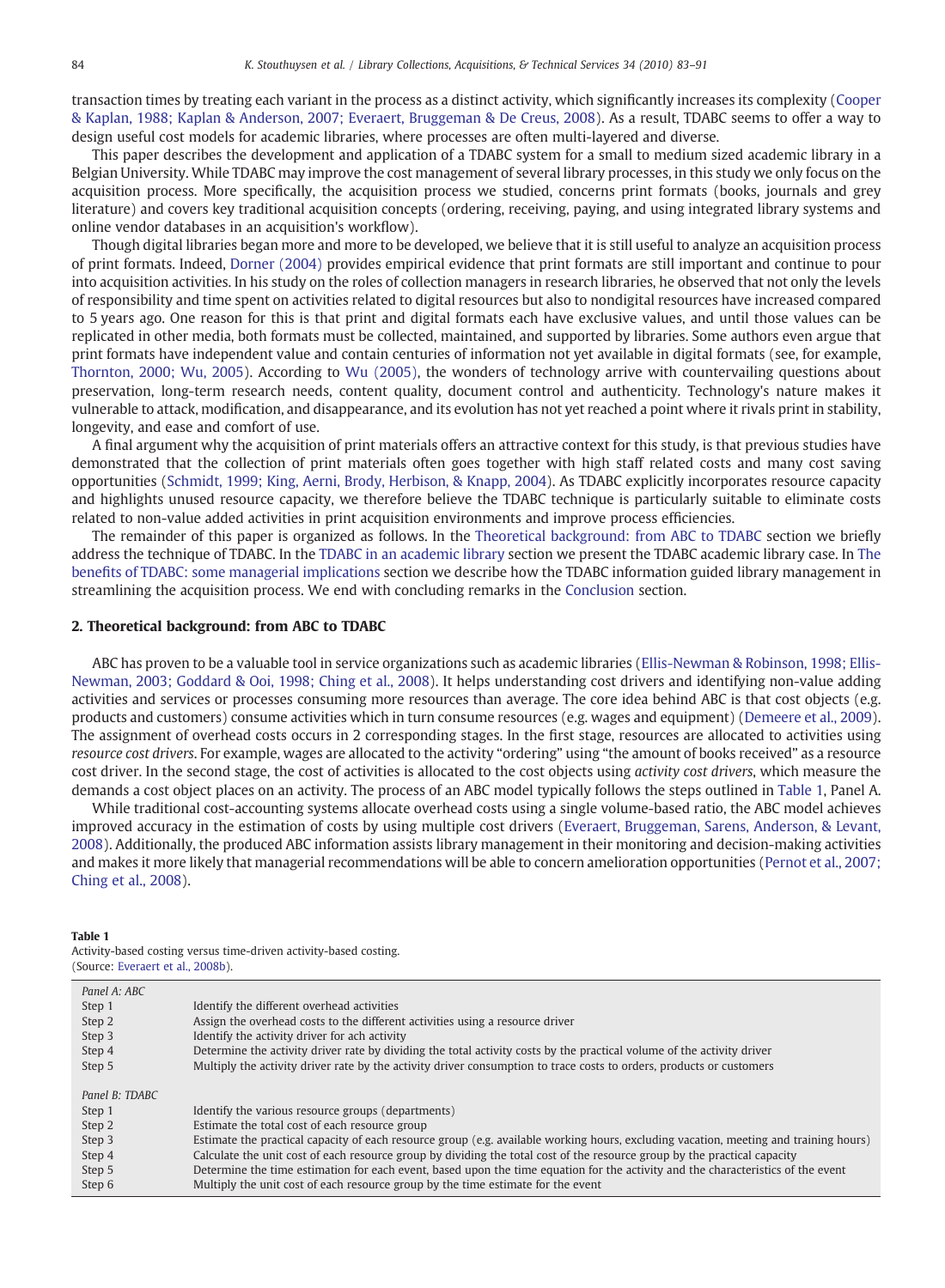transaction times by treating each variant in the process as a distinct activity, which significantly increases its complexity (Cooper & Kaplan, 1988; Kaplan & Anderson, 2007; Everaert, Bruggeman & De Creus, 2008). As a result, TDABC seems to offer a way to design useful cost models for academic libraries, where processes are often multi-layered and diverse.

This paper describes the development and application of a TDABC system for a small to medium sized academic library in a Belgian University. While TDABC may improve the cost management of several library processes, in this study we only focus on the acquisition process. More specifically, the acquisition process we studied, concerns print formats (books, journals and grey literature) and covers key traditional acquisition concepts (ordering, receiving, paying, and using integrated library systems and online vendor databases in an acquisition's workflow).

Though digital libraries began more and more to be developed, we believe that it is still useful to analyze an acquisition process of print formats. Indeed, Dorner (2004) provides empirical evidence that print formats are still important and continue to pour into acquisition activities. In his study on the roles of collection managers in research libraries, he observed that not only the levels of responsibility and time spent on activities related to digital resources but also to nondigital resources have increased compared to 5 years ago. One reason for this is that print and digital formats each have exclusive values, and until those values can be replicated in other media, both formats must be collected, maintained, and supported by libraries. Some authors even argue that print formats have independent value and contain centuries of information not yet available in digital formats (see, for example, Thornton, 2000; Wu, 2005). According to Wu (2005), the wonders of technology arrive with countervailing questions about preservation, long-term research needs, content quality, document control and authenticity. Technology's nature makes it vulnerable to attack, modification, and disappearance, and its evolution has not yet reached a point where it rivals print in stability, longevity, and ease and comfort of use.

A final argument why the acquisition of print materials offers an attractive context for this study, is that previous studies have demonstrated that the collection of print materials often goes together with high staff related costs and many cost saving opportunities (Schmidt, 1999; King, Aerni, Brody, Herbison, & Knapp, 2004). As TDABC explicitly incorporates resource capacity and highlights unused resource capacity, we therefore believe the TDABC technique is particularly suitable to eliminate costs related to non-value added activities in print acquisition environments and improve process efficiencies.

The remainder of this paper is organized as follows. In the Theoretical background: from ABC to TDABC section we briefly address the technique of TDABC. In the TDABC in an academic library section we present the TDABC academic library case. In The benefits of TDABC: some managerial implications section we describe how the TDABC information guided library management in streamlining the acquisition process. We end with concluding remarks in the Conclusion section.

## 2. Theoretical background: from ABC to TDABC

ABC has proven to be a valuable tool in service organizations such as academic libraries (Ellis-Newman & Robinson, 1998; Ellis-Newman, 2003; Goddard & Ooi, 1998; Ching et al., 2008). It helps understanding cost drivers and identifying non-value adding activities and services or processes consuming more resources than average. The core idea behind ABC is that cost objects (e.g. products and customers) consume activities which in turn consume resources (e.g. wages and equipment) (Demeere et al., 2009). The assignment of overhead costs occurs in 2 corresponding stages. In the first stage, resources are allocated to activities using *resource cost drivers*. For example, wages are allocated to the activity "ordering" using "the amount of books received" as a resource cost driver. In the second stage, the cost of activities is allocated to the cost objects using *activity cost drivers*, which measure the demands a cost object places on an activity. The process of an ABC model typically follows the steps outlined in Table 1, Panel A.

While traditional cost-accounting systems allocate overhead costs using a single volume-based ratio, the ABC model achieves improved accuracy in the estimation of costs by using multiple cost drivers (Everaert, Bruggeman, Sarens, Anderson, & Levant, 2008). Additionally, the produced ABC information assists library management in their monitoring and decision-making activities and makes it more likely that managerial recommendations will be able to concern amelioration opportunities (Pernot et al., 2007; Ching et al., 2008).

**Table 1**
Activity-based costing versus time-driven activity-based costing.
(Source: Everaert et al., 2008b).

| | |
|---|---|
| *Panel A: ABC* | |
| Step 1 | Identify the different overhead activities |
| Step 2 | Assign the overhead costs to the different activities using a resource driver |
| Step 3 | Identify the activity driver for ach activity |
| Step 4 | Determine the activity driver rate by dividing the total activity costs by the practical volume of the activity driver |
| Step 5 | Multiply the activity driver rate by the activity driver consumption to trace costs to orders, products or customers |
| *Panel B: TDABC* | |
| Step 1 | Identify the various resource groups (departments) |
| Step 2 | Estimate the total cost of each resource group |
| Step 3 | Estimate the practical capacity of each resource group (e.g. available working hours, excluding vacation, meeting and training hours) |
| Step 4 | Calculate the unit cost of each resource group by dividing the total cost of the resource group by the practical capacity |
| Step 5 | Determine the time estimation for each event, based upon the time equation for the activity and the characteristics of the event |
| Step 6 | Multiply the unit cost of each resource group by the time estimate for the event |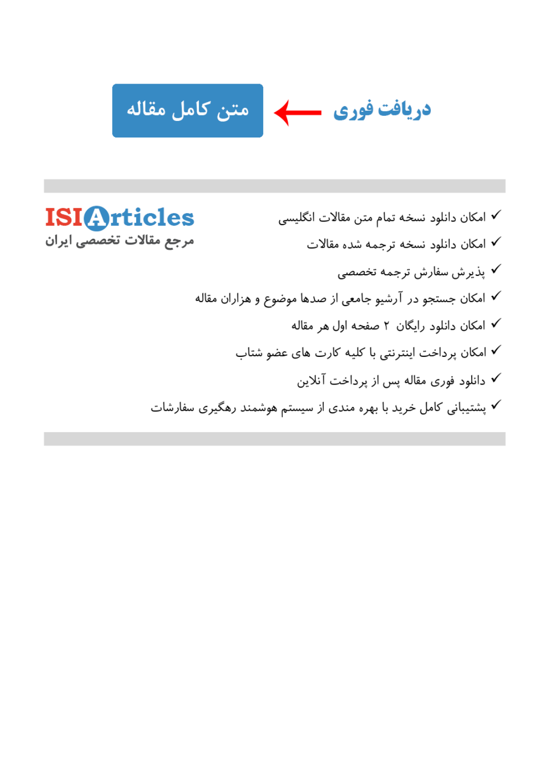دریافت فوری ← متن کامل مقاله

**ISIArticles**
مرجع مقالات تخصصی ایران

- ✓ امکان دانلود نسخه تمام متن مقالات انگلیسی
- ✓ امکان دانلود نسخه ترجمه شده مقالات
- ✓ پذیرش سفارش ترجمه تخصصی
- ✓ امکان جستجو در آرشیو جامعی از صدها موضوع و هزاران مقاله
- ✓ امکان دانلود رایگان ۲ صفحه اول هر مقاله
- ✓ امکان پرداخت اینترنتی با کلیه کارت های عضو شتاب
- ✓ دانلود فوری مقاله پس از پرداخت آنلاین
- ✓ پشتیبانی کامل خرید با بهره مندی از سیستم هوشمند رهگیری سفارشات